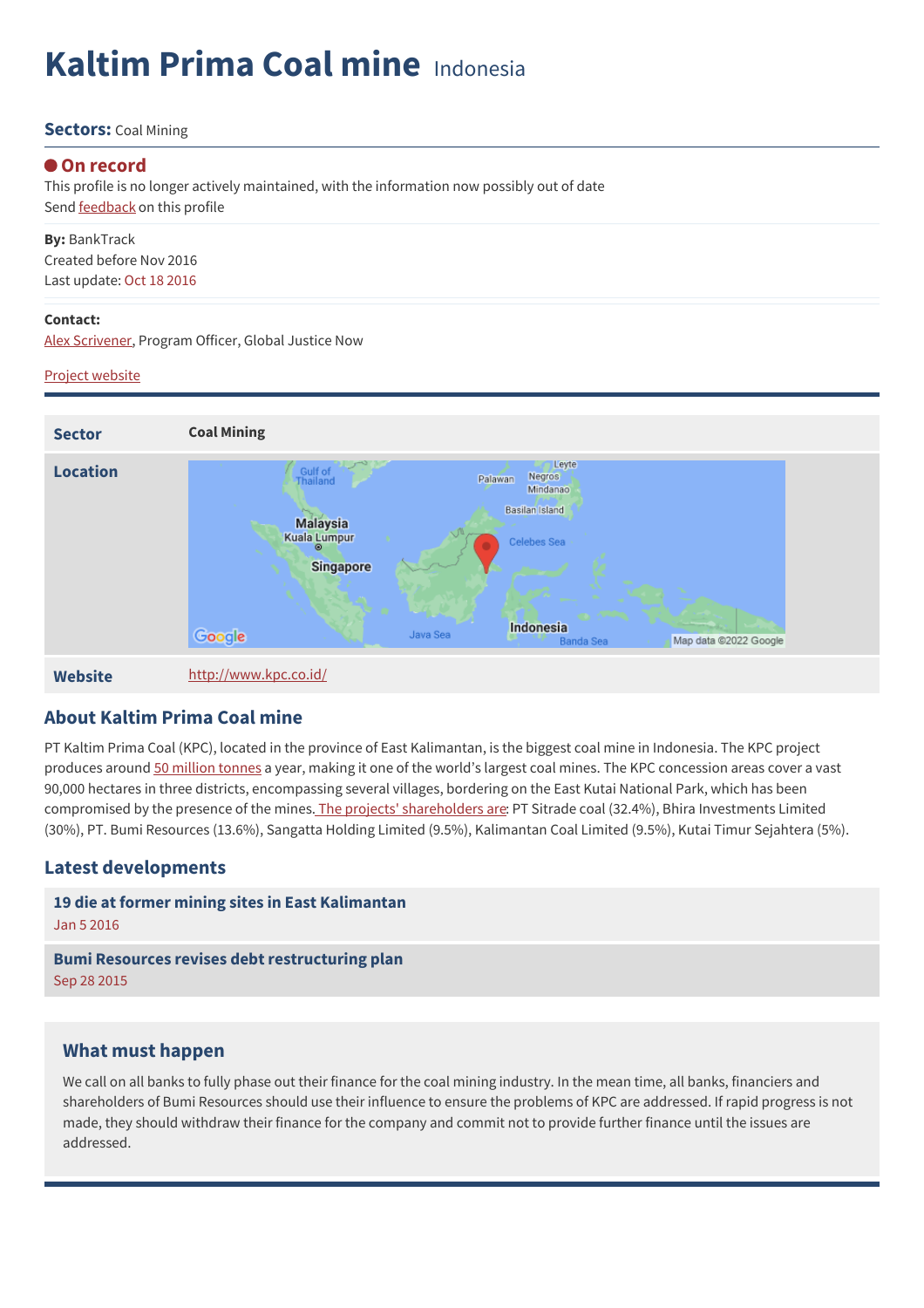# Kaltim Prima Coal mine Indonesia

**Sectors:** Coal Mining

**On record**

This profile is no longer actively maintained, with the information now possibly out of date

Send feedback on this profile

**By:** BankTrack

Created before Nov 2016

Last update: Oct 18 2016

**Contact:**

Alex Scrivener, Program Officer, Global Justice Now

Project website

| | |
|---|---|
| **Sector** | **Coal Mining** |
| **Location** | |
| **Website** | http://www.kpc.co.id/ |

## About Kaltim Prima Coal mine

PT Kaltim Prima Coal (KPC), located in the province of East Kalimantan, is the biggest coal mine in Indonesia. The KPC project produces around 50 million tonnes a year, making it one of the world's largest coal mines. The KPC concession areas cover a vast 90,000 hectares in three districts, encompassing several villages, bordering on the East Kutai National Park, which has been compromised by the presence of the mines. The projects' shareholders are: PT Sitrade coal (32.4%), Bhira Investments Limited (30%), PT. Bumi Resources (13.6%), Sangatta Holding Limited (9.5%), Kalimantan Coal Limited (9.5%), Kutai Timur Sejahtera (5%).

## Latest developments

**19 die at former mining sites in East Kalimantan**

Jan 5 2016

**Bumi Resources revises debt restructuring plan**

Sep 28 2015

## What must happen

We call on all banks to fully phase out their finance for the coal mining industry. In the mean time, all banks, financiers and shareholders of Bumi Resources should use their influence to ensure the problems of KPC are addressed. If rapid progress is not made, they should withdraw their finance for the company and commit not to provide further finance until the issues are addressed.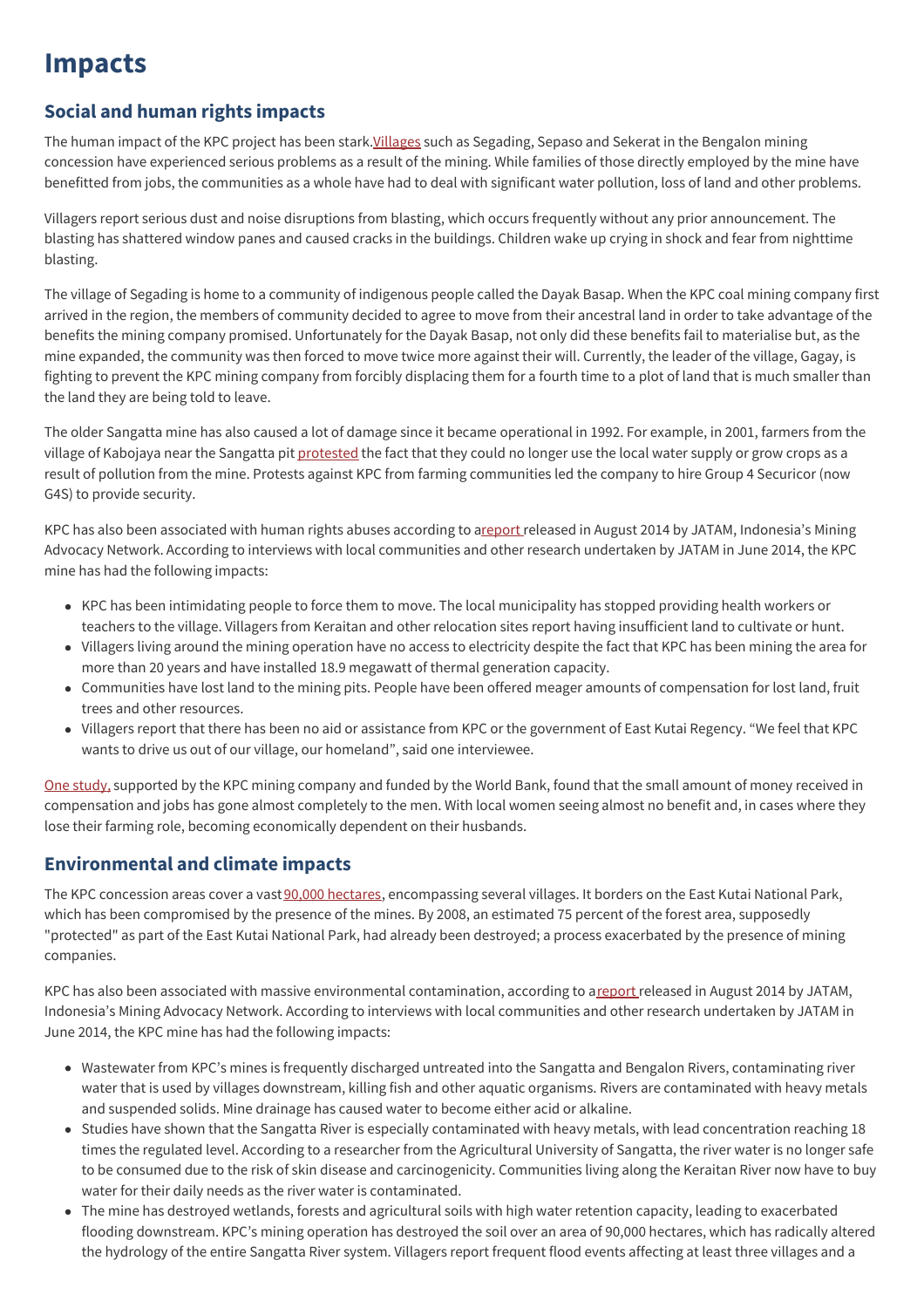# Impacts

## Social and human rights impacts

The human impact of the KPC project has been stark. Villages such as Segading, Sepaso and Sekerat in the Bengalon mining concession have experienced serious problems as a result of the mining. While families of those directly employed by the mine have benefitted from jobs, the communities as a whole have had to deal with significant water pollution, loss of land and other problems.

Villagers report serious dust and noise disruptions from blasting, which occurs frequently without any prior announcement. The blasting has shattered window panes and caused cracks in the buildings. Children wake up crying in shock and fear from nighttime blasting.

The village of Segading is home to a community of indigenous people called the Dayak Basap. When the KPC coal mining company first arrived in the region, the members of community decided to agree to move from their ancestral land in order to take advantage of the benefits the mining company promised. Unfortunately for the Dayak Basap, not only did these benefits fail to materialise but, as the mine expanded, the community was then forced to move twice more against their will. Currently, the leader of the village, Gagay, is fighting to prevent the KPC mining company from forcibly displacing them for a fourth time to a plot of land that is much smaller than the land they are being told to leave.

The older Sangatta mine has also caused a lot of damage since it became operational in 1992. For example, in 2001, farmers from the village of Kabojaya near the Sangatta pit protested the fact that they could no longer use the local water supply or grow crops as a result of pollution from the mine. Protests against KPC from farming communities led the company to hire Group 4 Securicor (now G4S) to provide security.

KPC has also been associated with human rights abuses according to a report released in August 2014 by JATAM, Indonesia's Mining Advocacy Network. According to interviews with local communities and other research undertaken by JATAM in June 2014, the KPC mine has had the following impacts:

- KPC has been intimidating people to force them to move. The local municipality has stopped providing health workers or teachers to the village. Villagers from Keraitan and other relocation sites report having insufficient land to cultivate or hunt.
- Villagers living around the mining operation have no access to electricity despite the fact that KPC has been mining the area for more than 20 years and have installed 18.9 megawatt of thermal generation capacity.
- Communities have lost land to the mining pits. People have been offered meager amounts of compensation for lost land, fruit trees and other resources.
- Villagers report that there has been no aid or assistance from KPC or the government of East Kutai Regency. "We feel that KPC wants to drive us out of our village, our homeland", said one interviewee.

One study, supported by the KPC mining company and funded by the World Bank, found that the small amount of money received in compensation and jobs has gone almost completely to the men. With local women seeing almost no benefit and, in cases where they lose their farming role, becoming economically dependent on their husbands.

## Environmental and climate impacts

The KPC concession areas cover a vast 90,000 hectares, encompassing several villages. It borders on the East Kutai National Park, which has been compromised by the presence of the mines. By 2008, an estimated 75 percent of the forest area, supposedly "protected" as part of the East Kutai National Park, had already been destroyed; a process exacerbated by the presence of mining companies.

KPC has also been associated with massive environmental contamination, according to a report released in August 2014 by JATAM, Indonesia's Mining Advocacy Network. According to interviews with local communities and other research undertaken by JATAM in June 2014, the KPC mine has had the following impacts:

- Wastewater from KPC's mines is frequently discharged untreated into the Sangatta and Bengalon Rivers, contaminating river water that is used by villages downstream, killing fish and other aquatic organisms. Rivers are contaminated with heavy metals and suspended solids. Mine drainage has caused water to become either acid or alkaline.
- Studies have shown that the Sangatta River is especially contaminated with heavy metals, with lead concentration reaching 18 times the regulated level. According to a researcher from the Agricultural University of Sangatta, the river water is no longer safe to be consumed due to the risk of skin disease and carcinogenicity. Communities living along the Keraitan River now have to buy water for their daily needs as the river water is contaminated.
- The mine has destroyed wetlands, forests and agricultural soils with high water retention capacity, leading to exacerbated flooding downstream. KPC's mining operation has destroyed the soil over an area of 90,000 hectares, which has radically altered the hydrology of the entire Sangatta River system. Villagers report frequent flood events affecting at least three villages and a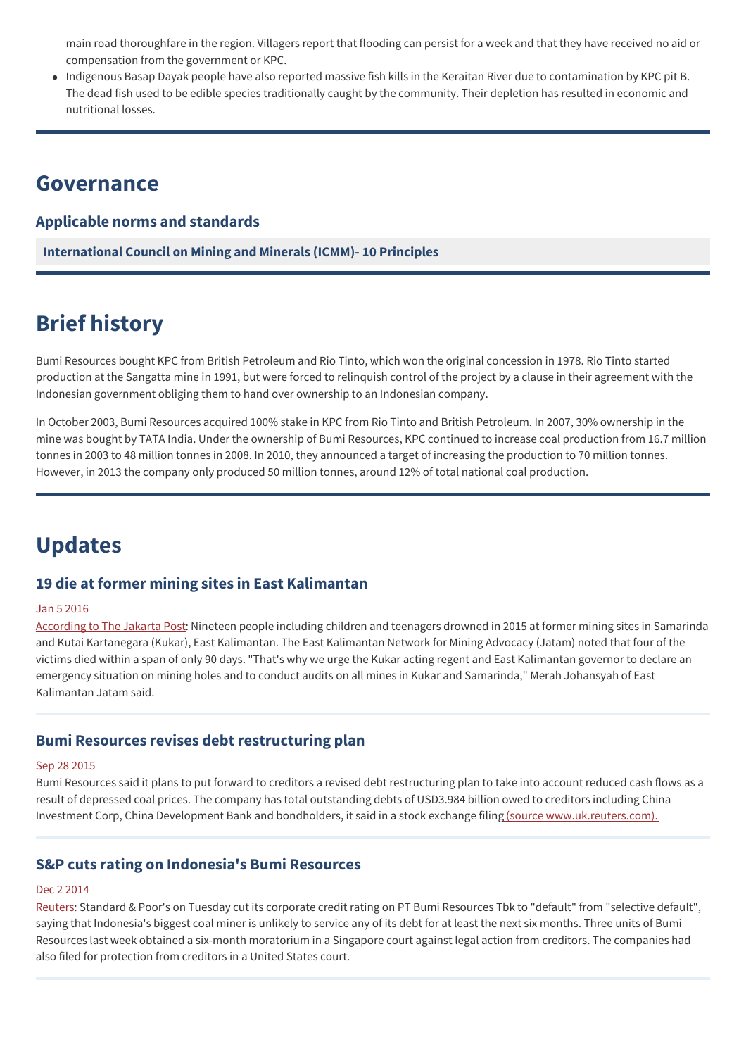main road thoroughfare in the region. Villagers report that flooding can persist for a week and that they have received no aid or compensation from the government or KPC.

- Indigenous Basap Dayak people have also reported massive fish kills in the Keraitan River due to contamination by KPC pit B. The dead fish used to be edible species traditionally caught by the community. Their depletion has resulted in economic and nutritional losses.

## Governance

### Applicable norms and standards

**International Council on Mining and Minerals (ICMM)- 10 Principles**

## Brief history

Bumi Resources bought KPC from British Petroleum and Rio Tinto, which won the original concession in 1978. Rio Tinto started production at the Sangatta mine in 1991, but were forced to relinquish control of the project by a clause in their agreement with the Indonesian government obliging them to hand over ownership to an Indonesian company.

In October 2003, Bumi Resources acquired 100% stake in KPC from Rio Tinto and British Petroleum. In 2007, 30% ownership in the mine was bought by TATA India. Under the ownership of Bumi Resources, KPC continued to increase coal production from 16.7 million tonnes in 2003 to 48 million tonnes in 2008. In 2010, they announced a target of increasing the production to 70 million tonnes. However, in 2013 the company only produced 50 million tonnes, around 12% of total national coal production.

## Updates

### 19 die at former mining sites in East Kalimantan

Jan 5 2016

According to The Jakarta Post: Nineteen people including children and teenagers drowned in 2015 at former mining sites in Samarinda and Kutai Kartanegara (Kukar), East Kalimantan. The East Kalimantan Network for Mining Advocacy (Jatam) noted that four of the victims died within a span of only 90 days. "That's why we urge the Kukar acting regent and East Kalimantan governor to declare an emergency situation on mining holes and to conduct audits on all mines in Kukar and Samarinda," Merah Johansyah of East Kalimantan Jatam said.

### Bumi Resources revises debt restructuring plan

Sep 28 2015

Bumi Resources said it plans to put forward to creditors a revised debt restructuring plan to take into account reduced cash flows as a result of depressed coal prices. The company has total outstanding debts of USD3.984 billion owed to creditors including China Investment Corp, China Development Bank and bondholders, it said in a stock exchange filing (source www.uk.reuters.com).

### S&P cuts rating on Indonesia's Bumi Resources

Dec 2 2014

Reuters: Standard & Poor's on Tuesday cut its corporate credit rating on PT Bumi Resources Tbk to "default" from "selective default", saying that Indonesia's biggest coal miner is unlikely to service any of its debt for at least the next six months. Three units of Bumi Resources last week obtained a six-month moratorium in a Singapore court against legal action from creditors. The companies had also filed for protection from creditors in a United States court.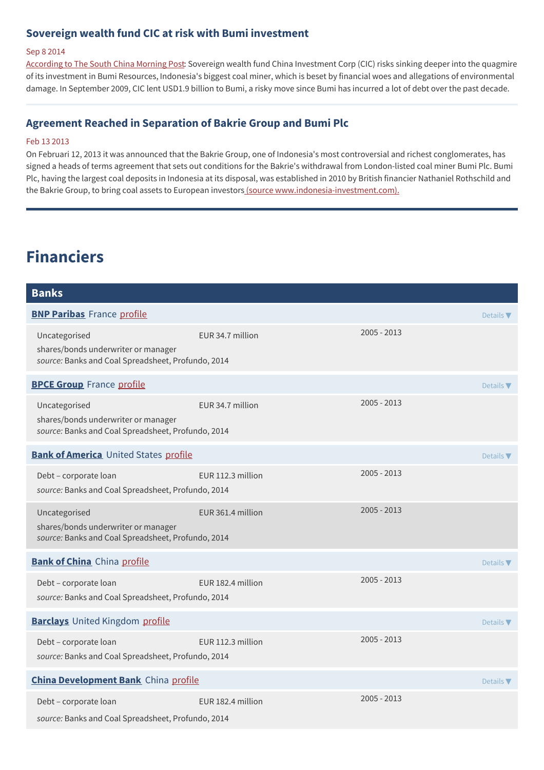### Sovereign wealth fund CIC at risk with Bumi investment

Sep 8 2014

According to The South China Morning Post: Sovereign wealth fund China Investment Corp (CIC) risks sinking deeper into the quagmire of its investment in Bumi Resources, Indonesia's biggest coal miner, which is beset by financial woes and allegations of environmental damage. In September 2009, CIC lent USD1.9 billion to Bumi, a risky move since Bumi has incurred a lot of debt over the past decade.

### Agreement Reached in Separation of Bakrie Group and Bumi Plc

Feb 13 2013

On Februari 12, 2013 it was announced that the Bakrie Group, one of Indonesia's most controversial and richest conglomerates, has signed a heads of terms agreement that sets out conditions for the Bakrie's withdrawal from London-listed coal miner Bumi Plc. Bumi Plc, having the largest coal deposits in Indonesia at its disposal, was established in 2010 by British financier Nathaniel Rothschild and the Bakrie Group, to bring coal assets to European investors (source www.indonesia-investment.com).

# Financiers

## Banks

**BNP Paribas** France profile

| Type | Amount | Period |
|---|---|---|
| Uncategorised<br>shares/bonds underwriter or manager<br>*source:* Banks and Coal Spreadsheet, Profundo, 2014 | EUR 34.7 million | 2005 - 2013 |

**BPCE Group** France profile

| Type | Amount | Period |
|---|---|---|
| Uncategorised<br>shares/bonds underwriter or manager<br>*source:* Banks and Coal Spreadsheet, Profundo, 2014 | EUR 34.7 million | 2005 - 2013 |

**Bank of America** United States profile

| Type | Amount | Period |
|---|---|---|
| Debt – corporate loan<br>*source:* Banks and Coal Spreadsheet, Profundo, 2014 | EUR 112.3 million | 2005 - 2013 |
| Uncategorised<br>shares/bonds underwriter or manager<br>*source:* Banks and Coal Spreadsheet, Profundo, 2014 | EUR 361.4 million | 2005 - 2013 |

**Bank of China** China profile

| Type | Amount | Period |
|---|---|---|
| Debt – corporate loan<br>*source:* Banks and Coal Spreadsheet, Profundo, 2014 | EUR 182.4 million | 2005 - 2013 |

**Barclays** United Kingdom profile

| Type | Amount | Period |
|---|---|---|
| Debt – corporate loan<br>*source:* Banks and Coal Spreadsheet, Profundo, 2014 | EUR 112.3 million | 2005 - 2013 |

**China Development Bank** China profile

| Type | Amount | Period |
|---|---|---|
| Debt – corporate loan<br>*source:* Banks and Coal Spreadsheet, Profundo, 2014 | EUR 182.4 million | 2005 - 2013 |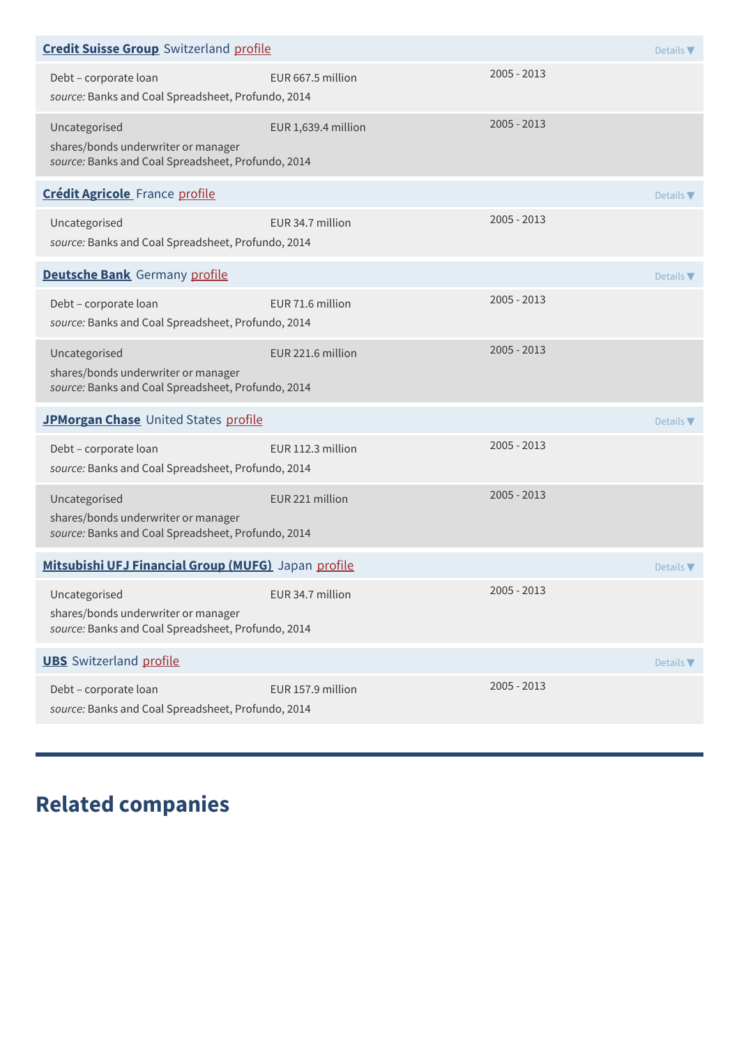**Credit Suisse Group** Switzerland profile

Details ▼

| | | |
|---|---|---|
| Debt – corporate loan<br>*source:* Banks and Coal Spreadsheet, Profundo, 2014 | EUR 667.5 million | 2005 - 2013 |
| Uncategorised<br>shares/bonds underwriter or manager<br>*source:* Banks and Coal Spreadsheet, Profundo, 2014 | EUR 1,639.4 million | 2005 - 2013 |

**Crédit Agricole** France profile

Details ▼

| | | |
|---|---|---|
| Uncategorised<br>*source:* Banks and Coal Spreadsheet, Profundo, 2014 | EUR 34.7 million | 2005 - 2013 |

**Deutsche Bank** Germany profile

Details ▼

| | | |
|---|---|---|
| Debt – corporate loan<br>*source:* Banks and Coal Spreadsheet, Profundo, 2014 | EUR 71.6 million | 2005 - 2013 |
| Uncategorised<br>shares/bonds underwriter or manager<br>*source:* Banks and Coal Spreadsheet, Profundo, 2014 | EUR 221.6 million | 2005 - 2013 |

**JPMorgan Chase** United States profile

Details ▼

| | | |
|---|---|---|
| Debt – corporate loan<br>*source:* Banks and Coal Spreadsheet, Profundo, 2014 | EUR 112.3 million | 2005 - 2013 |
| Uncategorised<br>shares/bonds underwriter or manager<br>*source:* Banks and Coal Spreadsheet, Profundo, 2014 | EUR 221 million | 2005 - 2013 |

**Mitsubishi UFJ Financial Group (MUFG)** Japan profile

Details ▼

| | | |
|---|---|---|
| Uncategorised<br>shares/bonds underwriter or manager<br>*source:* Banks and Coal Spreadsheet, Profundo, 2014 | EUR 34.7 million | 2005 - 2013 |

**UBS** Switzerland profile

Details ▼

| | | |
|---|---|---|
| Debt – corporate loan<br>*source:* Banks and Coal Spreadsheet, Profundo, 2014 | EUR 157.9 million | 2005 - 2013 |

## Related companies